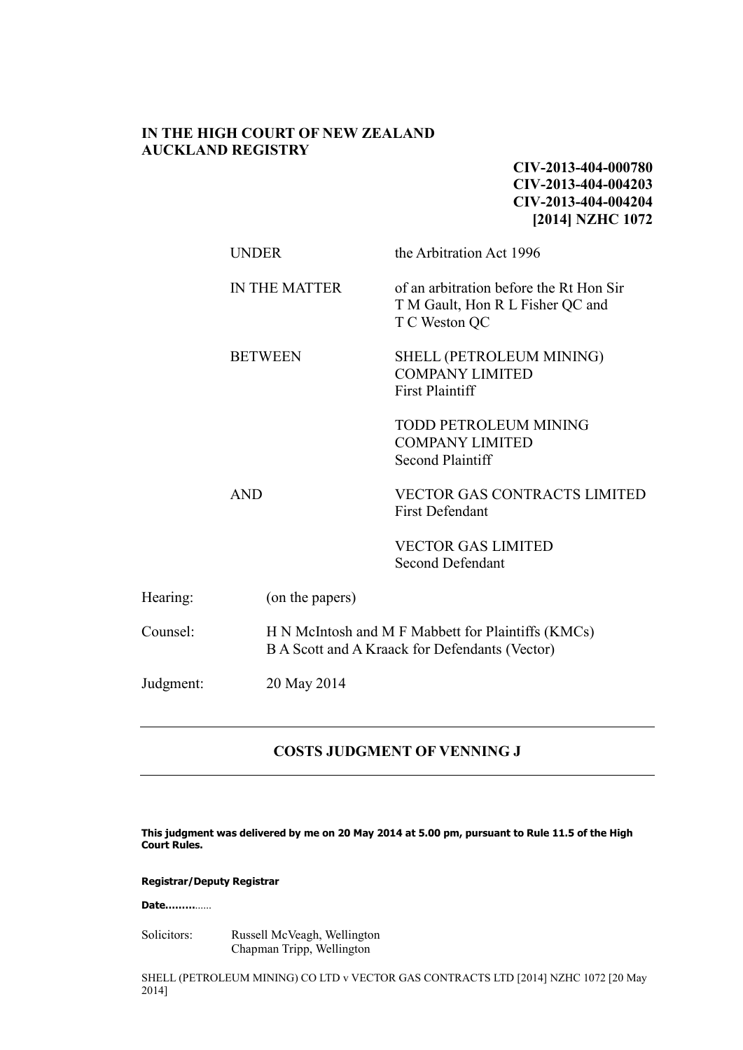**IN THE HIGH COURT OF NEW ZEALAND**
**AUCKLAND REGISTRY**

**CIV-2013-404-000780**
**CIV-2013-404-004203**
**CIV-2013-404-004204**
**[2014] NZHC 1072**

| | |
|---|---|
| UNDER | the Arbitration Act 1996 |
| IN THE MATTER | of an arbitration before the Rt Hon Sir T M Gault, Hon R L Fisher QC and T C Weston QC |
| BETWEEN | SHELL (PETROLEUM MINING) COMPANY LIMITED<br>First Plaintiff |
| | TODD PETROLEUM MINING COMPANY LIMITED<br>Second Plaintiff |
| AND | VECTOR GAS CONTRACTS LIMITED<br>First Defendant |
| | VECTOR GAS LIMITED<br>Second Defendant |

| | |
|---|---|
| Hearing: | (on the papers) |
| Counsel: | H N McIntosh and M F Mabbett for Plaintiffs (KMCs)<br>B A Scott and A Kraack for Defendants (Vector) |
| Judgment: | 20 May 2014 |

---

## COSTS JUDGMENT OF VENNING J

---

**This judgment was delivered by me on 20 May 2014 at 5.00 pm, pursuant to Rule 11.5 of the High Court Rules.**

**Registrar/Deputy Registrar**

**Date………**……

Solicitors: Russell McVeagh, Wellington
Chapman Tripp, Wellington

SHELL (PETROLEUM MINING) CO LTD v VECTOR GAS CONTRACTS LTD [2014] NZHC 1072 [20 May 2014]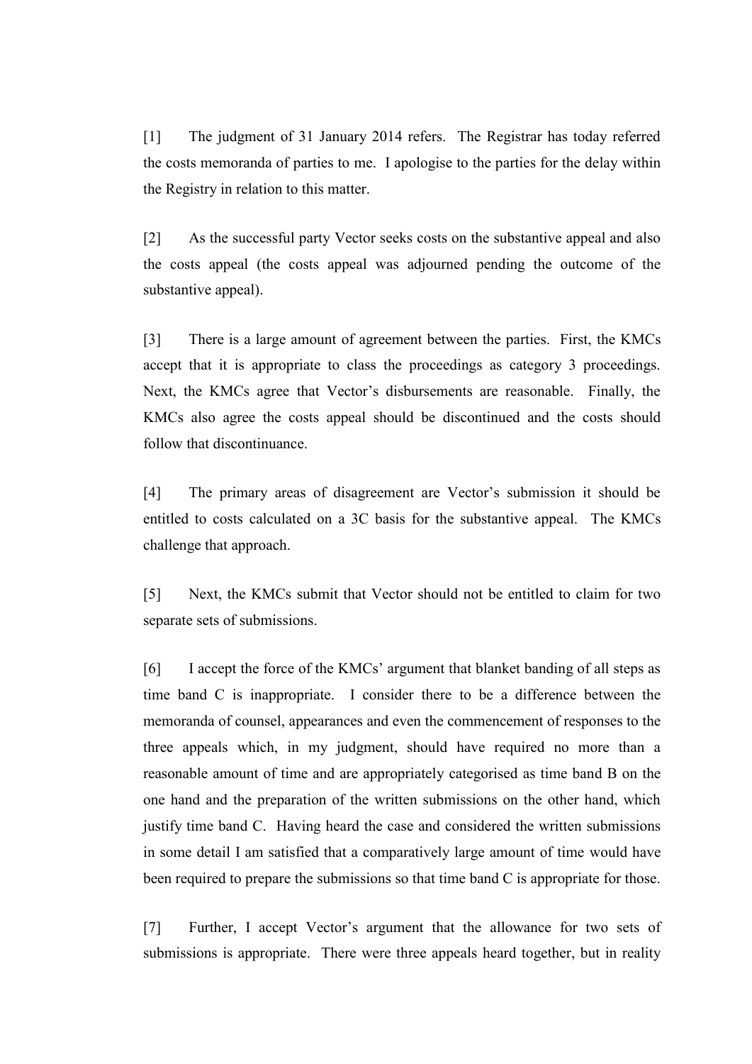[1] The judgment of 31 January 2014 refers. The Registrar has today referred the costs memoranda of parties to me. I apologise to the parties for the delay within the Registry in relation to this matter.

[2] As the successful party Vector seeks costs on the substantive appeal and also the costs appeal (the costs appeal was adjourned pending the outcome of the substantive appeal).

[3] There is a large amount of agreement between the parties. First, the KMCs accept that it is appropriate to class the proceedings as category 3 proceedings. Next, the KMCs agree that Vector's disbursements are reasonable. Finally, the KMCs also agree the costs appeal should be discontinued and the costs should follow that discontinuance.

[4] The primary areas of disagreement are Vector's submission it should be entitled to costs calculated on a 3C basis for the substantive appeal. The KMCs challenge that approach.

[5] Next, the KMCs submit that Vector should not be entitled to claim for two separate sets of submissions.

[6] I accept the force of the KMCs' argument that blanket banding of all steps as time band C is inappropriate. I consider there to be a difference between the memoranda of counsel, appearances and even the commencement of responses to the three appeals which, in my judgment, should have required no more than a reasonable amount of time and are appropriately categorised as time band B on the one hand and the preparation of the written submissions on the other hand, which justify time band C. Having heard the case and considered the written submissions in some detail I am satisfied that a comparatively large amount of time would have been required to prepare the submissions so that time band C is appropriate for those.

[7] Further, I accept Vector's argument that the allowance for two sets of submissions is appropriate. There were three appeals heard together, but in reality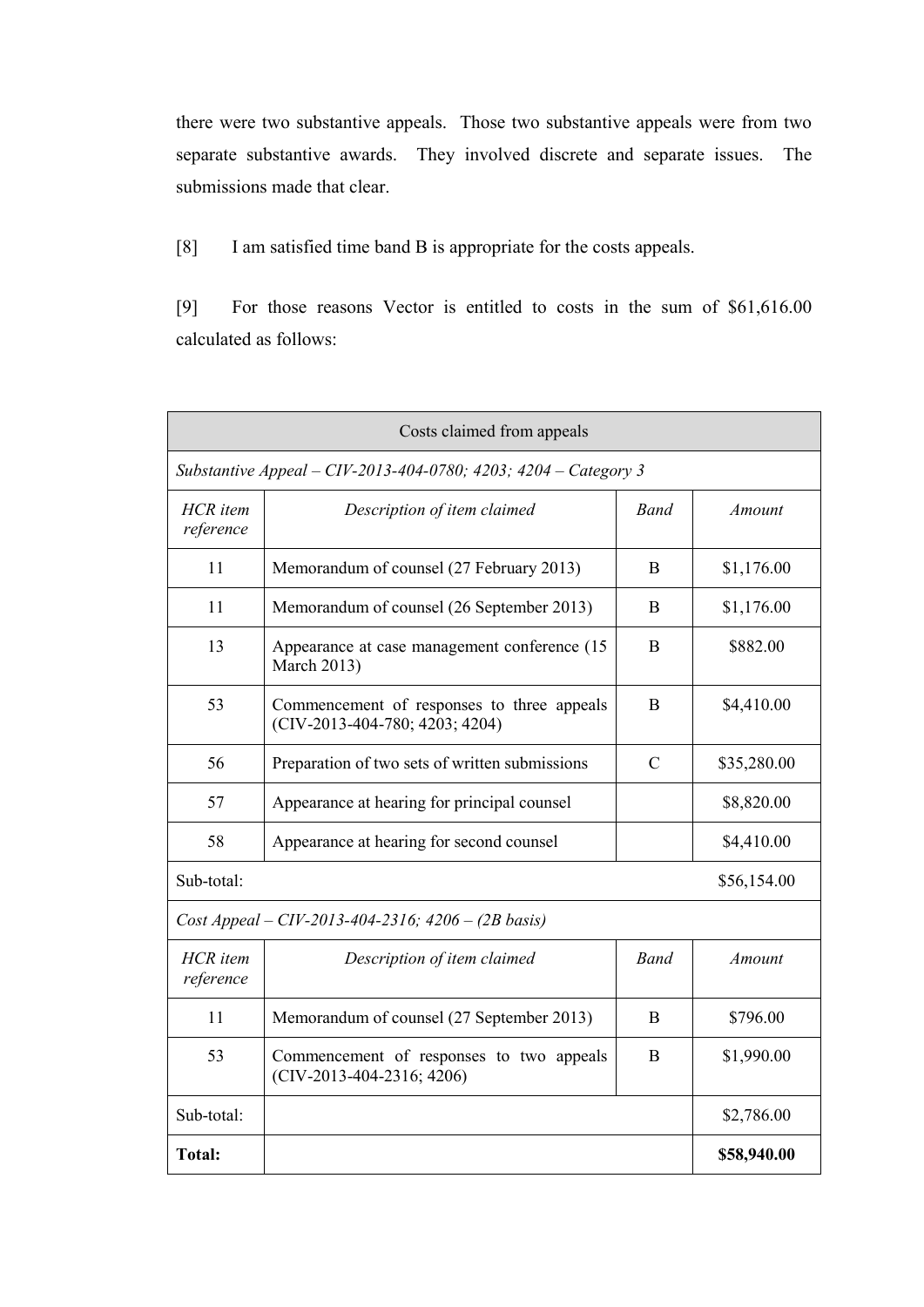there were two substantive appeals. Those two substantive appeals were from two separate substantive awards. They involved discrete and separate issues. The submissions made that clear.

[8] I am satisfied time band B is appropriate for the costs appeals.

[9] For those reasons Vector is entitled to costs in the sum of $61,616.00 calculated as follows:

| Costs claimed from appeals | | | |
|---|---|---|---|
| *Substantive Appeal – CIV-2013-404-0780; 4203; 4204 – Category 3* | | | |
| *HCR item reference* | *Description of item claimed* | *Band* | *Amount* |
| 11 | Memorandum of counsel (27 February 2013) | B | $1,176.00 |
| 11 | Memorandum of counsel (26 September 2013) | B | $1,176.00 |
| 13 | Appearance at case management conference (15 March 2013) | B | $882.00 |
| 53 | Commencement of responses to three appeals (CIV-2013-404-780; 4203; 4204) | B | $4,410.00 |
| 56 | Preparation of two sets of written submissions | C | $35,280.00 |
| 57 | Appearance at hearing for principal counsel | | $8,820.00 |
| 58 | Appearance at hearing for second counsel | | $4,410.00 |
| Sub-total: | | | $56,154.00 |
| *Cost Appeal – CIV-2013-404-2316; 4206 – (2B basis)* | | | |
| *HCR item reference* | *Description of item claimed* | *Band* | *Amount* |
| 11 | Memorandum of counsel (27 September 2013) | B | $796.00 |
| 53 | Commencement of responses to two appeals (CIV-2013-404-2316; 4206) | B | $1,990.00 |
| Sub-total: | | | $2,786.00 |
| **Total:** | | | **$58,940.00** |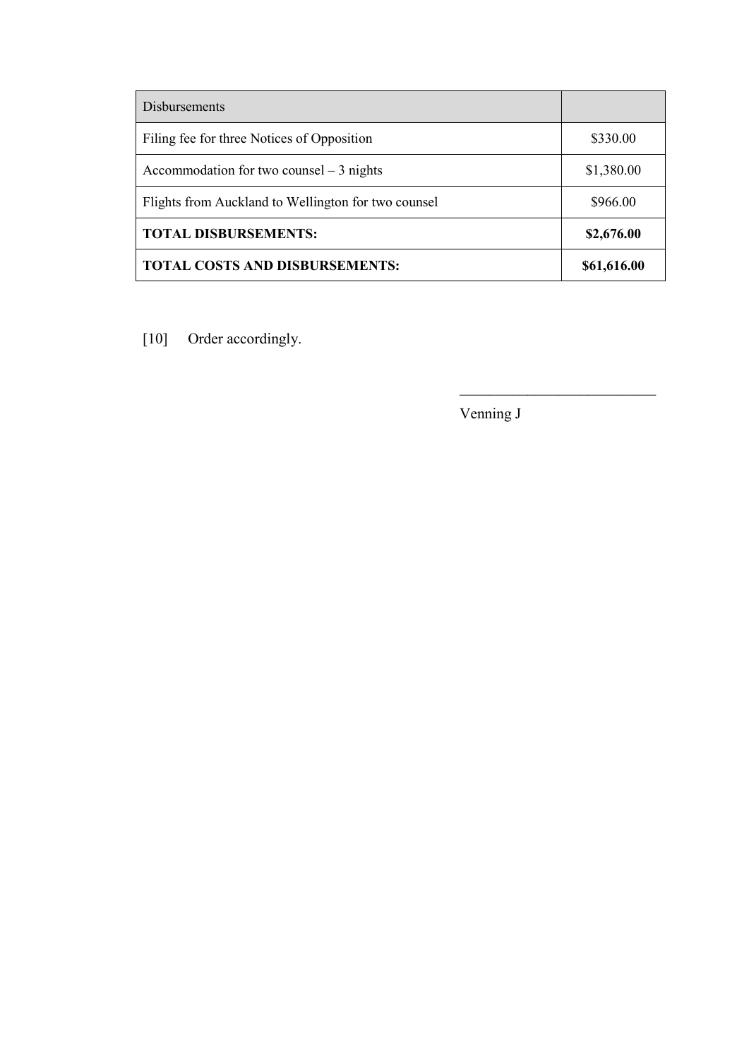| Disbursements | |
|---|---|
| Filing fee for three Notices of Opposition | $330.00 |
| Accommodation for two counsel – 3 nights | $1,380.00 |
| Flights from Auckland to Wellington for two counsel | $966.00 |
| **TOTAL DISBURSEMENTS:** | **$2,676.00** |
| **TOTAL COSTS AND DISBURSEMENTS:** | **$61,616.00** |

[10] Order accordingly.

\_\_\_\_\_\_\_\_\_\_\_\_\_\_\_\_\_\_\_\_\_\_\_\_\_\_\_

Venning J